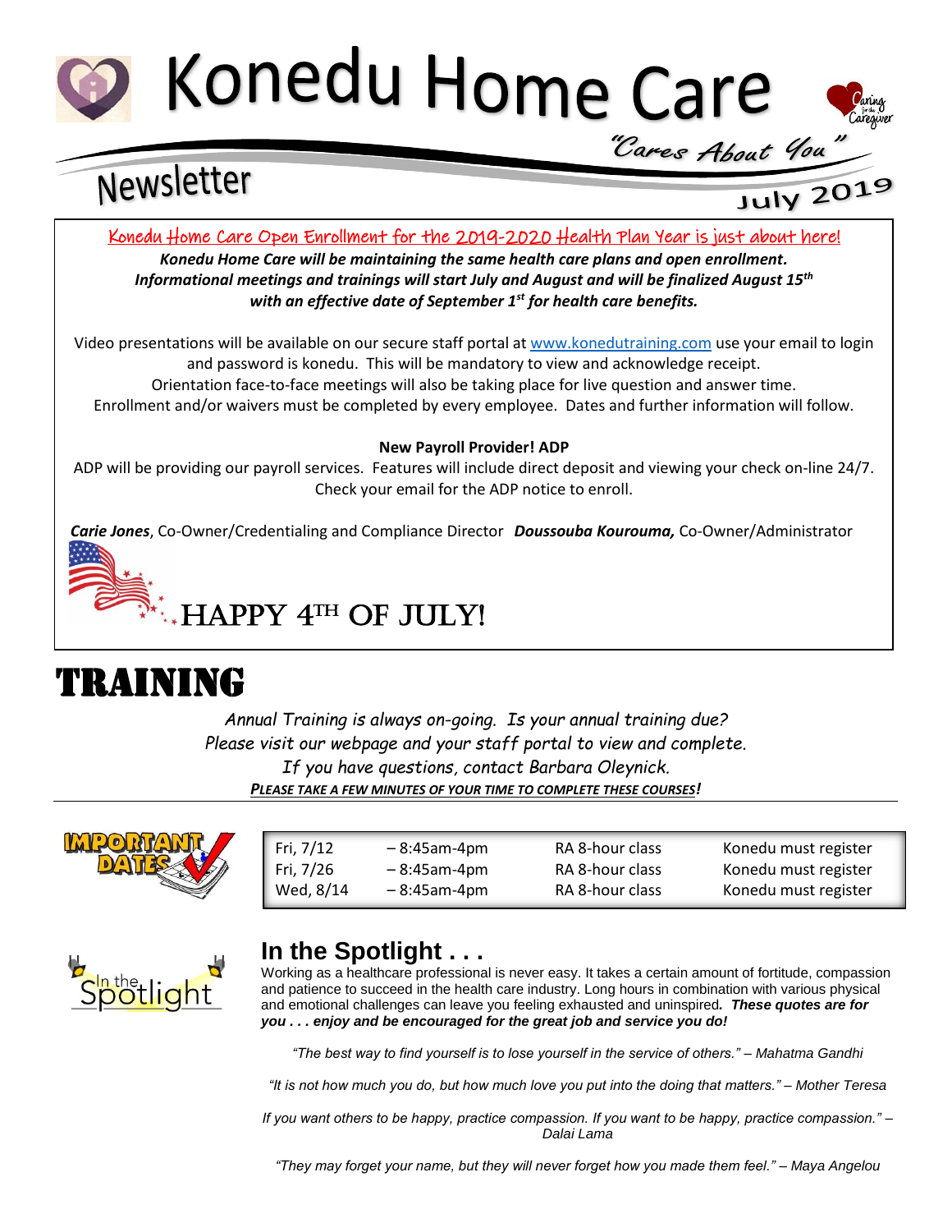# Konedu Home Care

*"Cares About You"*

## Newsletter

**July 2019**

Konedu Home Care Open Enrollment for the 2019-2020 Health Plan Year is just about here!

***Konedu Home Care will be maintaining the same health care plans and open enrollment. Informational meetings and trainings will start July and August and will be finalized August 15th with an effective date of September 1st for health care benefits.***

Video presentations will be available on our secure staff portal at www.konedutraining.com use your email to login and password is konedu. This will be mandatory to view and acknowledge receipt. Orientation face-to-face meetings will also be taking place for live question and answer time. Enrollment and/or waivers must be completed by every employee. Dates and further information will follow.

**New Payroll Provider! ADP**

ADP will be providing our payroll services. Features will include direct deposit and viewing your check on-line 24/7. Check your email for the ADP notice to enroll.

***Carie Jones***, Co-Owner/Credentialing and Compliance Director ***Doussouba Kourouma,*** Co-Owner/Administrator

HAPPY 4TH OF JULY!

# TRAINING

*Annual Training is always on-going. Is your annual training due?*
*Please visit our webpage and your staff portal to view and complete.*
*If you have questions, contact Barbara Oleynick.*
***PLEASE TAKE A FEW MINUTES OF YOUR TIME TO COMPLETE THESE COURSES!***

IMPORTANT DATES

| | | | |
|---|---|---|---|
| Fri, 7/12 | – 8:45am-4pm | RA 8-hour class | Konedu must register |
| Fri, 7/26 | – 8:45am-4pm | RA 8-hour class | Konedu must register |
| Wed, 8/14 | – 8:45am-4pm | RA 8-hour class | Konedu must register |

## In the Spotlight . . .

Working as a healthcare professional is never easy. It takes a certain amount of fortitude, compassion and patience to succeed in the health care industry. Long hours in combination with various physical and emotional challenges can leave you feeling exhausted and uninspired***. These quotes are for you . . . enjoy and be encouraged for the great job and service you do!***

*"The best way to find yourself is to lose yourself in the service of others." – Mahatma Gandhi*

*"It is not how much you do, but how much love you put into the doing that matters." – Mother Teresa*

*If you want others to be happy, practice compassion. If you want to be happy, practice compassion." – Dalai Lama*

*"They may forget your name, but they will never forget how you made them feel." – Maya Angelou*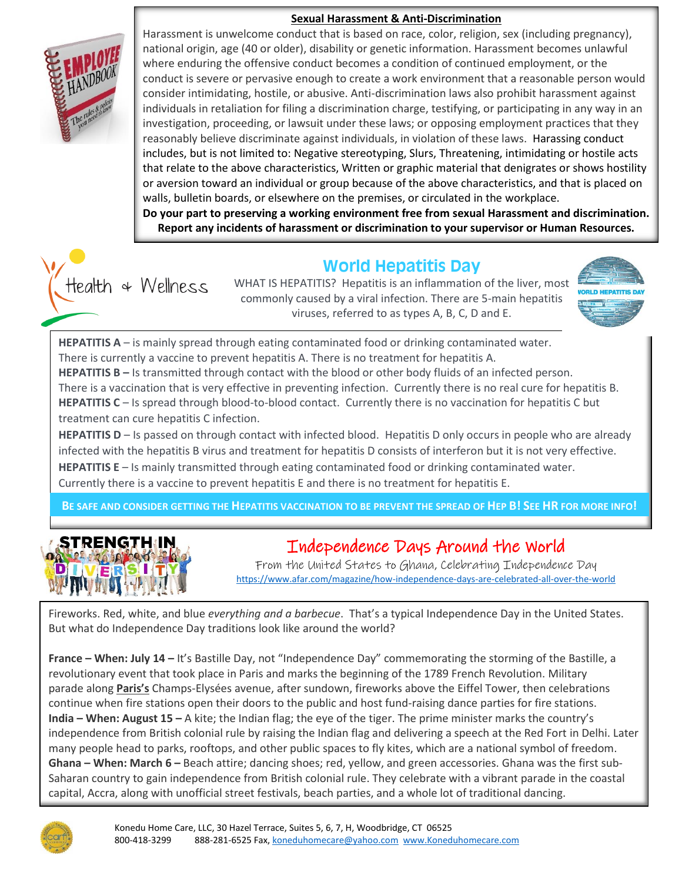## Sexual Harassment & Anti-Discrimination

Harassment is unwelcome conduct that is based on race, color, religion, sex (including pregnancy), national origin, age (40 or older), disability or genetic information. Harassment becomes unlawful where enduring the offensive conduct becomes a condition of continued employment, or the conduct is severe or pervasive enough to create a work environment that a reasonable person would consider intimidating, hostile, or abusive. Anti-discrimination laws also prohibit harassment against individuals in retaliation for filing a discrimination charge, testifying, or participating in any way in an investigation, proceeding, or lawsuit under these laws; or opposing employment practices that they reasonably believe discriminate against individuals, in violation of these laws. Harassing conduct includes, but is not limited to: Negative stereotyping, Slurs, Threatening, intimidating or hostile acts that relate to the above characteristics, Written or graphic material that denigrates or shows hostility or aversion toward an individual or group because of the above characteristics, and that is placed on walls, bulletin boards, or elsewhere on the premises, or circulated in the workplace.

**Do your part to preserving a working environment free from sexual Harassment and discrimination. Report any incidents of harassment or discrimination to your supervisor or Human Resources.**

Health & Wellness

## World Hepatitis Day

WHAT IS HEPATITIS? Hepatitis is an inflammation of the liver, most commonly caused by a viral infection. There are 5-main hepatitis viruses, referred to as types A, B, C, D and E.

**HEPATITIS A** – is mainly spread through eating contaminated food or drinking contaminated water. There is currently a vaccine to prevent hepatitis A. There is no treatment for hepatitis A.

**HEPATITIS B** – Is transmitted through contact with the blood or other body fluids of an infected person. There is a vaccination that is very effective in preventing infection. Currently there is no real cure for hepatitis B.

**HEPATITIS C** – Is spread through blood-to-blood contact. Currently there is no vaccination for hepatitis C but treatment can cure hepatitis C infection.

**HEPATITIS D** – Is passed on through contact with infected blood. Hepatitis D only occurs in people who are already infected with the hepatitis B virus and treatment for hepatitis D consists of interferon but it is not very effective.

**HEPATITIS E** – Is mainly transmitted through eating contaminated food or drinking contaminated water. Currently there is a vaccine to prevent hepatitis E and there is no treatment for hepatitis E.

**BE SAFE AND CONSIDER GETTING THE HEPATITIS VACCINATION TO BE PREVENT THE SPREAD OF HEP B! SEE HR FOR MORE INFO!**

STRENGTH IN DIVERSITY

## Independence Days Around the World

From the United States to Ghana, Celebrating Independence Day

https://www.afar.com/magazine/how-independence-days-are-celebrated-all-over-the-world

Fireworks. Red, white, and blue *everything and a barbecue*. That's a typical Independence Day in the United States. But what do Independence Day traditions look like around the world?

**France – When: July 14 –** It's Bastille Day, not "Independence Day" commemorating the storming of the Bastille, a revolutionary event that took place in Paris and marks the beginning of the 1789 French Revolution. Military parade along **Paris's** Champs-Elysées avenue, after sundown, fireworks above the Eiffel Tower, then celebrations continue when fire stations open their doors to the public and host fund-raising dance parties for fire stations.

**India – When: August 15 –** A kite; the Indian flag; the eye of the tiger. The prime minister marks the country's independence from British colonial rule by raising the Indian flag and delivering a speech at the Red Fort in Delhi. Later many people head to parks, rooftops, and other public spaces to fly kites, which are a national symbol of freedom.

**Ghana – When: March 6 –** Beach attire; dancing shoes; red, yellow, and green accessories. Ghana was the first sub-Saharan country to gain independence from British colonial rule. They celebrate with a vibrant parade in the coastal capital, Accra, along with unofficial street festivals, beach parties, and a whole lot of traditional dancing.

Konedu Home Care, LLC, 30 Hazel Terrace, Suites 5, 6, 7, H, Woodbridge, CT 06525
800-418-3299 888-281-6525 Fax, koneduhomecare@yahoo.com www.Koneduhomecare.com